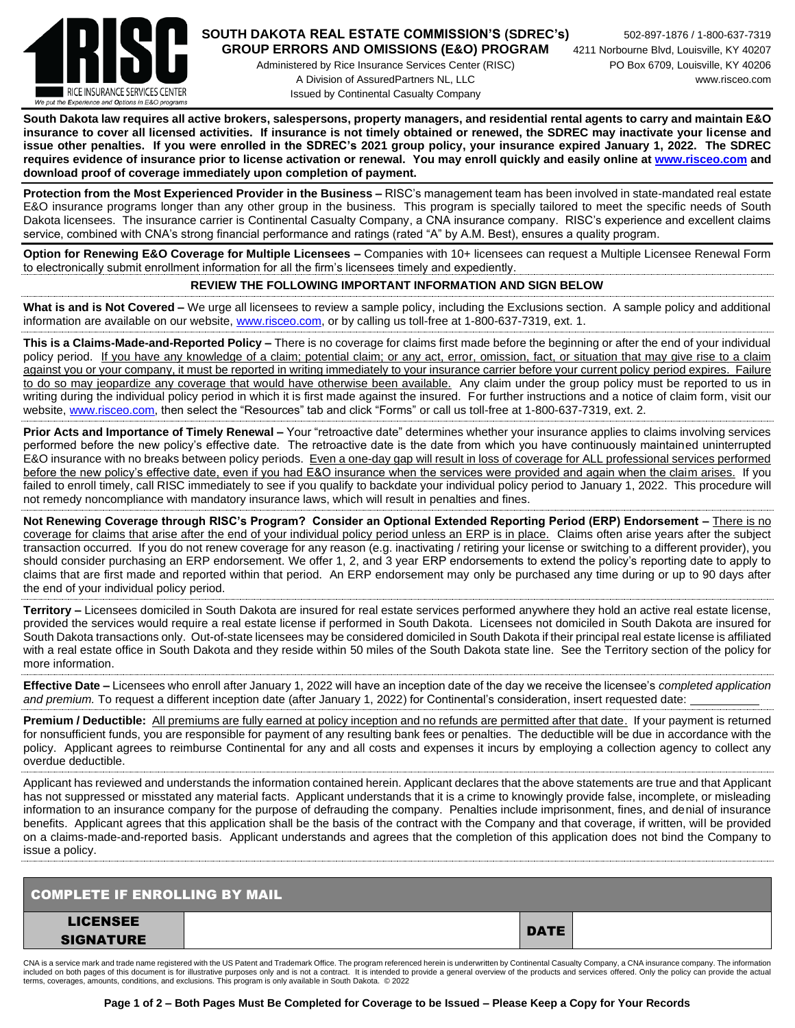RISC
RICE INSURANCE SERVICES CENTER
We put the Experience and Options in E&O programs

# SOUTH DAKOTA REAL ESTATE COMMISSION'S (SDREC's) GROUP ERRORS AND OMISSIONS (E&O) PROGRAM

Administered by Rice Insurance Services Center (RISC)
A Division of AssuredPartners NL, LLC
Issued by Continental Casualty Company

502-897-1876 / 1-800-637-7319
4211 Norbourne Blvd, Louisville, KY 40207
PO Box 6709, Louisville, KY 40206
www.risceo.com

**South Dakota law requires all active brokers, salespersons, property managers, and residential rental agents to carry and maintain E&O insurance to cover all licensed activities. If insurance is not timely obtained or renewed, the SDREC may inactivate your license and issue other penalties. If you were enrolled in the SDREC's 2021 group policy, your insurance expired January 1, 2022. The SDREC requires evidence of insurance prior to license activation or renewal. You may enroll quickly and easily online at www.risceo.com and download proof of coverage immediately upon completion of payment.**

**Protection from the Most Experienced Provider in the Business –** RISC's management team has been involved in state-mandated real estate E&O insurance programs longer than any other group in the business. This program is specially tailored to meet the specific needs of South Dakota licensees. The insurance carrier is Continental Casualty Company, a CNA insurance company. RISC's experience and excellent claims service, combined with CNA's strong financial performance and ratings (rated "A" by A.M. Best), ensures a quality program.

**Option for Renewing E&O Coverage for Multiple Licensees –** Companies with 10+ licensees can request a Multiple Licensee Renewal Form to electronically submit enrollment information for all the firm's licensees timely and expediently.

## REVIEW THE FOLLOWING IMPORTANT INFORMATION AND SIGN BELOW

**What is and is Not Covered –** We urge all licensees to review a sample policy, including the Exclusions section. A sample policy and additional information are available on our website, www.risceo.com, or by calling us toll-free at 1-800-637-7319, ext. 1.

**This is a Claims-Made-and-Reported Policy –** There is no coverage for claims first made before the beginning or after the end of your individual policy period. If you have any knowledge of a claim; potential claim; or any act, error, omission, fact, or situation that may give rise to a claim against you or your company, it must be reported in writing immediately to your insurance carrier before your current policy period expires. Failure to do so may jeopardize any coverage that would have otherwise been available. Any claim under the group policy must be reported to us in writing during the individual policy period in which it is first made against the insured. For further instructions and a notice of claim form, visit our website, www.risceo.com, then select the "Resources" tab and click "Forms" or call us toll-free at 1-800-637-7319, ext. 2.

**Prior Acts and Importance of Timely Renewal –** Your "retroactive date" determines whether your insurance applies to claims involving services performed before the new policy's effective date. The retroactive date is the date from which you have continuously maintained uninterrupted E&O insurance with no breaks between policy periods. Even a one-day gap will result in loss of coverage for ALL professional services performed before the new policy's effective date, even if you had E&O insurance when the services were provided and again when the claim arises. If you failed to enroll timely, call RISC immediately to see if you qualify to backdate your individual policy period to January 1, 2022. This procedure will not remedy noncompliance with mandatory insurance laws, which will result in penalties and fines.

**Not Renewing Coverage through RISC's Program? Consider an Optional Extended Reporting Period (ERP) Endorsement –** There is no coverage for claims that arise after the end of your individual policy period unless an ERP is in place. Claims often arise years after the subject transaction occurred. If you do not renew coverage for any reason (e.g. inactivating / retiring your license or switching to a different provider), you should consider purchasing an ERP endorsement. We offer 1, 2, and 3 year ERP endorsements to extend the policy's reporting date to apply to claims that are first made and reported within that period. An ERP endorsement may only be purchased any time during or up to 90 days after the end of your individual policy period.

**Territory –** Licensees domiciled in South Dakota are insured for real estate services performed anywhere they hold an active real estate license, provided the services would require a real estate license if performed in South Dakota. Licensees not domiciled in South Dakota are insured for South Dakota transactions only. Out-of-state licensees may be considered domiciled in South Dakota if their principal real estate license is affiliated with a real estate office in South Dakota and they reside within 50 miles of the South Dakota state line. See the Territory section of the policy for more information.

**Effective Date –** Licensees who enroll after January 1, 2022 will have an inception date of the day we receive the licensee's *completed application and premium.* To request a different inception date (after January 1, 2022) for Continental's consideration, insert requested date: ___________

**Premium / Deductible:** All premiums are fully earned at policy inception and no refunds are permitted after that date. If your payment is returned for nonsufficient funds, you are responsible for payment of any resulting bank fees or penalties. The deductible will be due in accordance with the policy. Applicant agrees to reimburse Continental for any and all costs and expenses it incurs by employing a collection agency to collect any overdue deductible.

Applicant has reviewed and understands the information contained herein. Applicant declares that the above statements are true and that Applicant has not suppressed or misstated any material facts. Applicant understands that it is a crime to knowingly provide false, incomplete, or misleading information to an insurance company for the purpose of defrauding the company. Penalties include imprisonment, fines, and denial of insurance benefits. Applicant agrees that this application shall be the basis of the contract with the Company and that coverage, if written, will be provided on a claims-made-and-reported basis. Applicant understands and agrees that the completion of this application does not bind the Company to issue a policy.

| COMPLETE IF ENROLLING BY MAIL | | | |
|---|---|---|---|
| LICENSEE SIGNATURE | | DATE | |

CNA is a service mark and trade name registered with the US Patent and Trademark Office. The program referenced herein is underwritten by Continental Casualty Company, a CNA insurance company. The information included on both pages of this document is for illustrative purposes only and is not a contract. It is intended to provide a general overview of the products and services offered. Only the policy can provide the actual terms, coverages, amounts, conditions, and exclusions. This program is only available in South Dakota. © 2022

**Page 1 of 2 – Both Pages Must Be Completed for Coverage to be Issued – Please Keep a Copy for Your Records**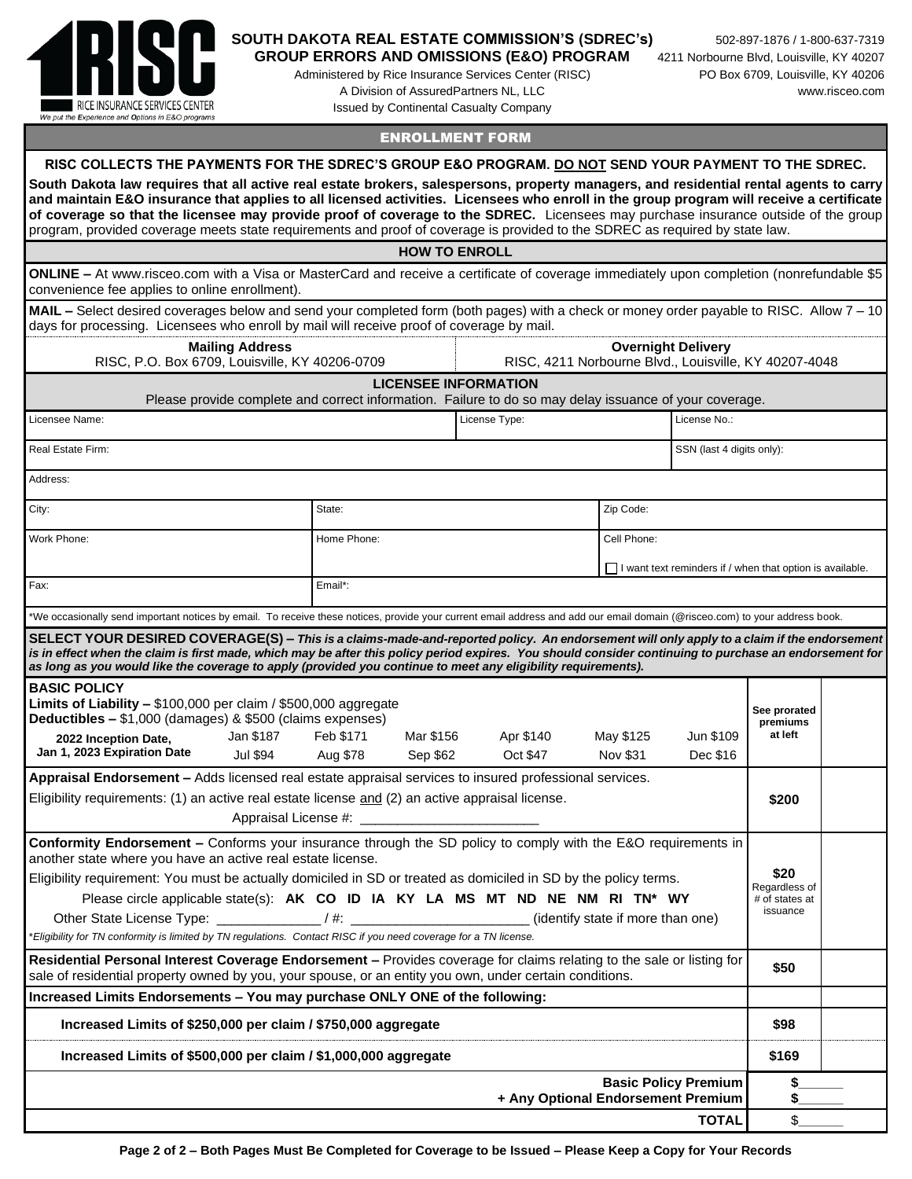**RISC**

RICE INSURANCE SERVICES CENTER

*We put the Experience and Options in E&O programs*

**SOUTH DAKOTA REAL ESTATE COMMISSION'S (SDREC's)**
**GROUP ERRORS AND OMISSIONS (E&O) PROGRAM**
Administered by Rice Insurance Services Center (RISC)
A Division of AssuredPartners NL, LLC
Issued by Continental Casualty Company

502-897-1876 / 1-800-637-7319
4211 Norbourne Blvd, Louisville, KY 40207
PO Box 6709, Louisville, KY 40206
www.risceo.com

## ENROLLMENT FORM

**RISC COLLECTS THE PAYMENTS FOR THE SDREC'S GROUP E&O PROGRAM. DO NOT SEND YOUR PAYMENT TO THE SDREC.**

**South Dakota law requires that all active real estate brokers, salespersons, property managers, and residential rental agents to carry and maintain E&O insurance that applies to all licensed activities. Licensees who enroll in the group program will receive a certificate of coverage so that the licensee may provide proof of coverage to the SDREC.** Licensees may purchase insurance outside of the group program, provided coverage meets state requirements and proof of coverage is provided to the SDREC as required by state law.

### HOW TO ENROLL

**ONLINE –** At www.risceo.com with a Visa or MasterCard and receive a certificate of coverage immediately upon completion (nonrefundable $5 convenience fee applies to online enrollment).

**MAIL –** Select desired coverages below and send your completed form (both pages) with a check or money order payable to RISC. Allow 7 – 10 days for processing. Licensees who enroll by mail will receive proof of coverage by mail.

| **Mailing Address** | **Overnight Delivery** |
|---|---|
| RISC, P.O. Box 6709, Louisville, KY 40206-0709 | RISC, 4211 Norbourne Blvd., Louisville, KY 40207-4048 |

### LICENSEE INFORMATION

Please provide complete and correct information. Failure to do so may delay issuance of your coverage.

| | | |
|---|---|---|
| Licensee Name: | License Type: | License No.: |
| Real Estate Firm: | | SSN (last 4 digits only): |
| Address: | | |
| City: | State: | Zip Code: |
| Work Phone: | Home Phone: | Cell Phone: ☐ I want text reminders if / when that option is available. |
| Fax: | Email*: | |

*We occasionally send important notices by email. To receive these notices, provide your current email address and add our email domain (@risceo.com) to your address book.

**SELECT YOUR DESIRED COVERAGE(S) –** ***This is a claims-made-and-reported policy. An endorsement will only apply to a claim if the endorsement is in effect when the claim is first made, which may be after this policy period expires. You should consider continuing to purchase an endorsement for as long as you would like the coverage to apply (provided you continue to meet any eligibility requirements).***

**BASIC POLICY**
**Limits of Liability –** $100,000 per claim / $500,000 aggregate
**Deductibles –** $1,000 (damages) & $500 (claims expenses)

| **2022 Inception Date, Jan 1, 2023 Expiration Date** | | | | | | | |
|---|---|---|---|---|---|---|---|
| | Jan $187 | Feb $171 | Mar $156 | Apr $140 | May $125 | Jun $109 | **See prorated premiums at left** |
| | Jul $94 | Aug $78 | Sep $62 | Oct $47 | Nov $31 | Dec $16 | |

| Coverage | Premium | |
|---|---|---|
| **Appraisal Endorsement –** Adds licensed real estate appraisal services to insured professional services. Eligibility requirements: (1) an active real estate license and (2) an active appraisal license. Appraisal License #: ______________________ | **$200** | |
| **Conformity Endorsement –** Conforms your insurance through the SD policy to comply with the E&O requirements in another state where you have an active real estate license. Eligibility requirement: You must be actually domiciled in SD or treated as domiciled in SD by the policy terms. Please circle applicable state(s): **AK CO ID IA KY LA MS MT ND NE NM RI TN* WY** Other State License Type: ____________ / #: ______________________ (identify state if more than one) *Eligibility for TN conformity is limited by TN regulations. Contact RISC if you need coverage for a TN license.* | **$20** Regardless of # of states at issuance | |
| **Residential Personal Interest Coverage Endorsement –** Provides coverage for claims relating to the sale or listing for sale of residential property owned by you, your spouse, or an entity you own, under certain conditions. | **$50** | |
| **Increased Limits Endorsements – You may purchase ONLY ONE of the following:** | | |
| **Increased Limits of $250,000 per claim / $750,000 aggregate** | **$98** | |
| **Increased Limits of $500,000 per claim / $1,000,000 aggregate** | **$169** | |
| **Basic Policy Premium** | **$______** | |
| **+ Any Optional Endorsement Premium** | **$______** | |
| **TOTAL** | $______ | |

**Page 2 of 2 – Both Pages Must Be Completed for Coverage to be Issued – Please Keep a Copy for Your Records**